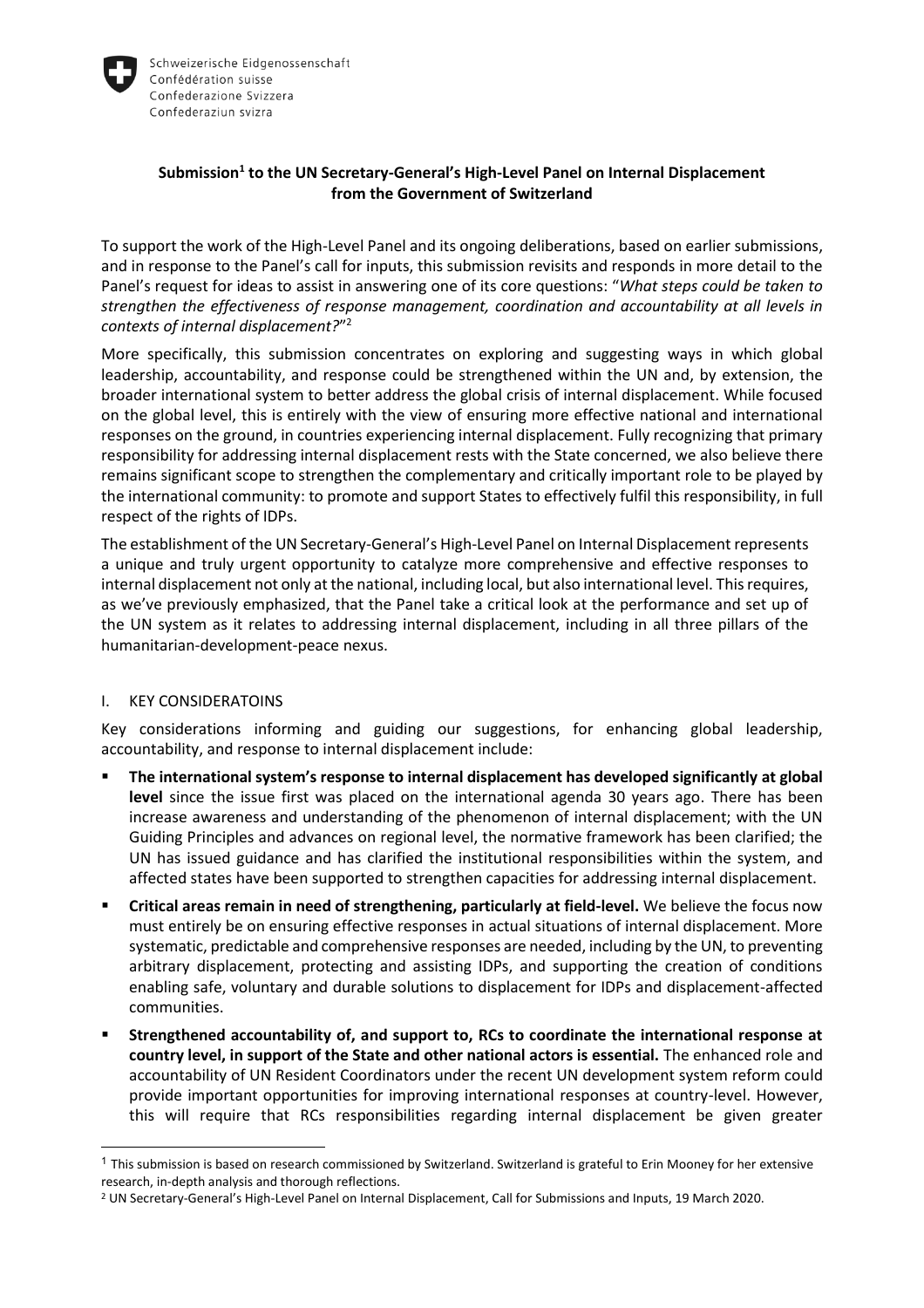Schweizerische Eidgenossenschaft
Confédération suisse
Confederazione Svizzera
Confederaziun svizra

**Submission[1] to the UN Secretary-General's High-Level Panel on Internal Displacement from the Government of Switzerland**

To support the work of the High-Level Panel and its ongoing deliberations, based on earlier submissions, and in response to the Panel's call for inputs, this submission revisits and responds in more detail to the Panel's request for ideas to assist in answering one of its core questions: "*What steps could be taken to strengthen the effectiveness of response management, coordination and accountability at all levels in contexts of internal displacement?*"[2]

More specifically, this submission concentrates on exploring and suggesting ways in which global leadership, accountability, and response could be strengthened within the UN and, by extension, the broader international system to better address the global crisis of internal displacement. While focused on the global level, this is entirely with the view of ensuring more effective national and international responses on the ground, in countries experiencing internal displacement. Fully recognizing that primary responsibility for addressing internal displacement rests with the State concerned, we also believe there remains significant scope to strengthen the complementary and critically important role to be played by the international community: to promote and support States to effectively fulfil this responsibility, in full respect of the rights of IDPs.

The establishment of the UN Secretary-General's High-Level Panel on Internal Displacement represents a unique and truly urgent opportunity to catalyze more comprehensive and effective responses to internal displacement not only at the national, including local, but also international level. This requires, as we've previously emphasized, that the Panel take a critical look at the performance and set up of the UN system as it relates to addressing internal displacement, including in all three pillars of the humanitarian-development-peace nexus.

## I. KEY CONSIDERATOINS

Key considerations informing and guiding our suggestions, for enhancing global leadership, accountability, and response to internal displacement include:

- **The international system's response to internal displacement has developed significantly at global level** since the issue first was placed on the international agenda 30 years ago. There has been increase awareness and understanding of the phenomenon of internal displacement; with the UN Guiding Principles and advances on regional level, the normative framework has been clarified; the UN has issued guidance and has clarified the institutional responsibilities within the system, and affected states have been supported to strengthen capacities for addressing internal displacement.
- **Critical areas remain in need of strengthening, particularly at field-level.** We believe the focus now must entirely be on ensuring effective responses in actual situations of internal displacement. More systematic, predictable and comprehensive responses are needed, including by the UN, to preventing arbitrary displacement, protecting and assisting IDPs, and supporting the creation of conditions enabling safe, voluntary and durable solutions to displacement for IDPs and displacement-affected communities.
- **Strengthened accountability of, and support to, RCs to coordinate the international response at country level, in support of the State and other national actors is essential.** The enhanced role and accountability of UN Resident Coordinators under the recent UN development system reform could provide important opportunities for improving international responses at country-level. However, this will require that RCs responsibilities regarding internal displacement be given greater

[1] This submission is based on research commissioned by Switzerland. Switzerland is grateful to Erin Mooney for her extensive research, in-depth analysis and thorough reflections.

[2] UN Secretary-General's High-Level Panel on Internal Displacement, Call for Submissions and Inputs, 19 March 2020.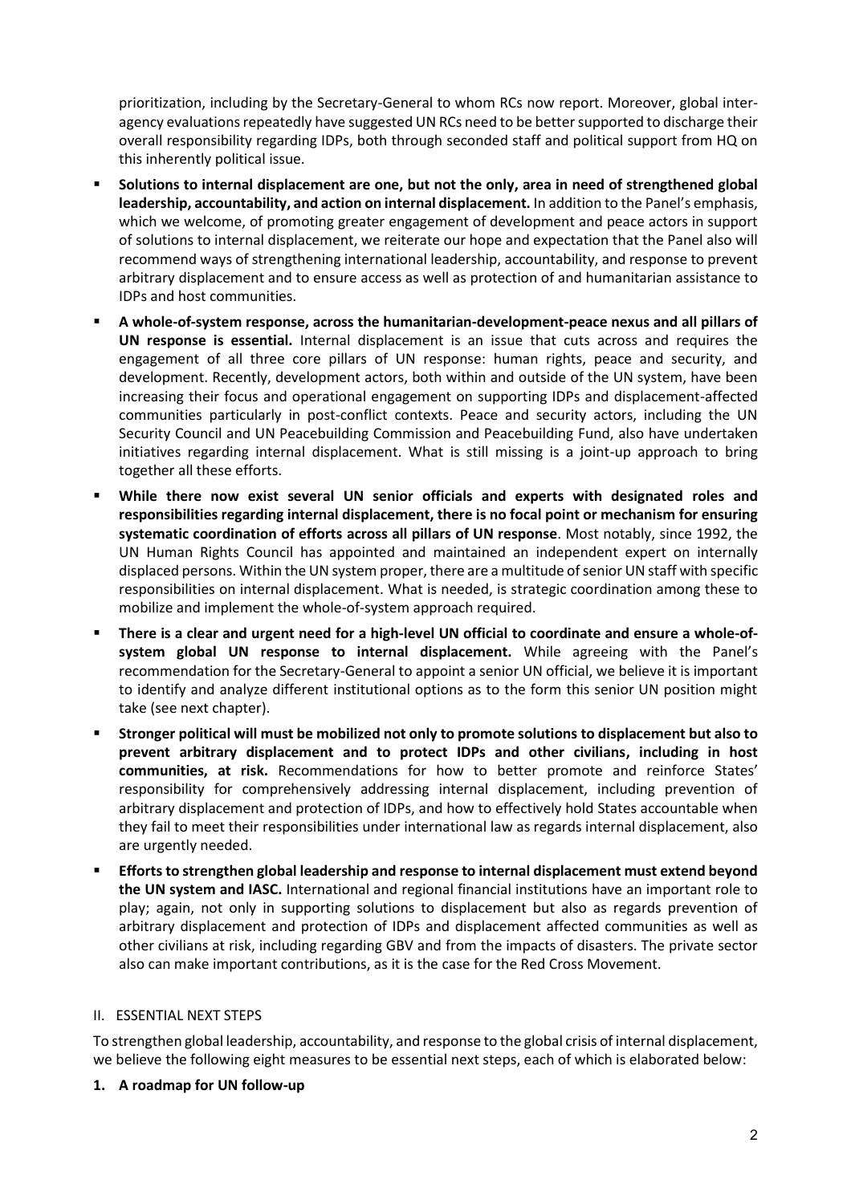prioritization, including by the Secretary-General to whom RCs now report. Moreover, global inter-agency evaluations repeatedly have suggested UN RCs need to be better supported to discharge their overall responsibility regarding IDPs, both through seconded staff and political support from HQ on this inherently political issue.

- **Solutions to internal displacement are one, but not the only, area in need of strengthened global leadership, accountability, and action on internal displacement.** In addition to the Panel's emphasis, which we welcome, of promoting greater engagement of development and peace actors in support of solutions to internal displacement, we reiterate our hope and expectation that the Panel also will recommend ways of strengthening international leadership, accountability, and response to prevent arbitrary displacement and to ensure access as well as protection of and humanitarian assistance to IDPs and host communities.
- **A whole-of-system response, across the humanitarian-development-peace nexus and all pillars of UN response is essential.** Internal displacement is an issue that cuts across and requires the engagement of all three core pillars of UN response: human rights, peace and security, and development. Recently, development actors, both within and outside of the UN system, have been increasing their focus and operational engagement on supporting IDPs and displacement-affected communities particularly in post-conflict contexts. Peace and security actors, including the UN Security Council and UN Peacebuilding Commission and Peacebuilding Fund, also have undertaken initiatives regarding internal displacement. What is still missing is a joint-up approach to bring together all these efforts.
- **While there now exist several UN senior officials and experts with designated roles and responsibilities regarding internal displacement, there is no focal point or mechanism for ensuring systematic coordination of efforts across all pillars of UN response**. Most notably, since 1992, the UN Human Rights Council has appointed and maintained an independent expert on internally displaced persons. Within the UN system proper, there are a multitude of senior UN staff with specific responsibilities on internal displacement. What is needed, is strategic coordination among these to mobilize and implement the whole-of-system approach required.
- **There is a clear and urgent need for a high-level UN official to coordinate and ensure a whole-of-system global UN response to internal displacement.** While agreeing with the Panel's recommendation for the Secretary-General to appoint a senior UN official, we believe it is important to identify and analyze different institutional options as to the form this senior UN position might take (see next chapter).
- **Stronger political will must be mobilized not only to promote solutions to displacement but also to prevent arbitrary displacement and to protect IDPs and other civilians, including in host communities, at risk.** Recommendations for how to better promote and reinforce States' responsibility for comprehensively addressing internal displacement, including prevention of arbitrary displacement and protection of IDPs, and how to effectively hold States accountable when they fail to meet their responsibilities under international law as regards internal displacement, also are urgently needed.
- **Efforts to strengthen global leadership and response to internal displacement must extend beyond the UN system and IASC.** International and regional financial institutions have an important role to play; again, not only in supporting solutions to displacement but also as regards prevention of arbitrary displacement and protection of IDPs and displacement affected communities as well as other civilians at risk, including regarding GBV and from the impacts of disasters. The private sector also can make important contributions, as it is the case for the Red Cross Movement.

## II. ESSENTIAL NEXT STEPS

To strengthen global leadership, accountability, and response to the global crisis of internal displacement, we believe the following eight measures to be essential next steps, each of which is elaborated below:

### 1. A roadmap for UN follow-up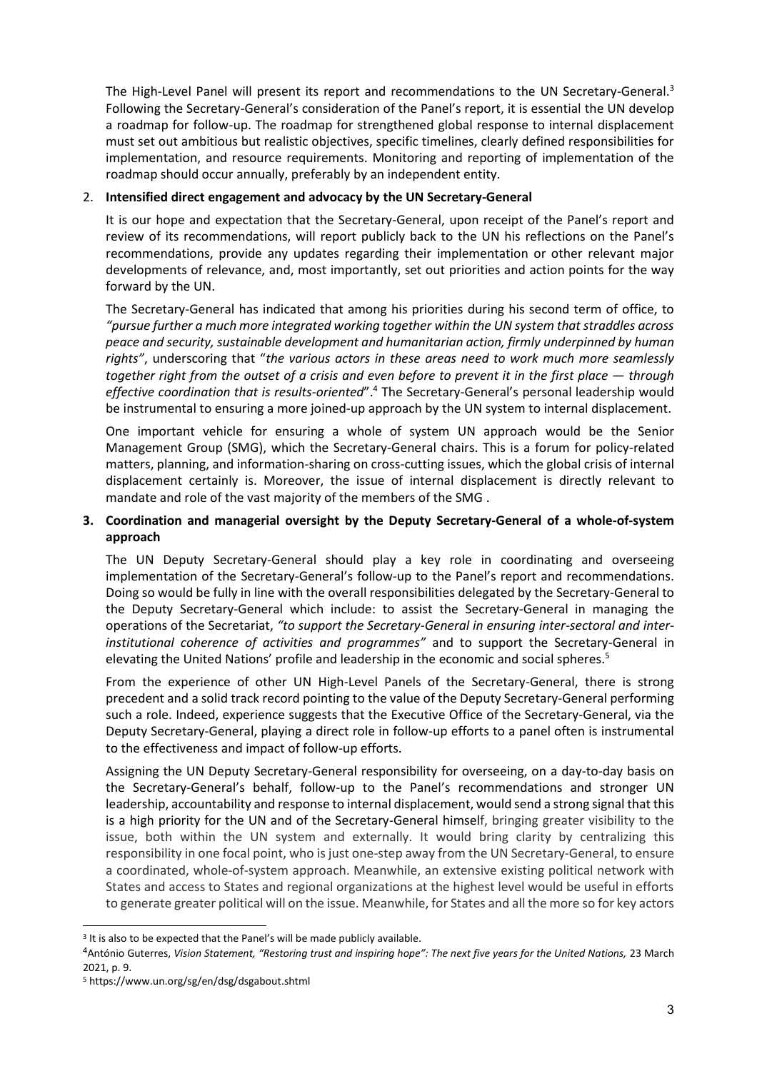The High-Level Panel will present its report and recommendations to the UN Secretary-General.[3] Following the Secretary-General's consideration of the Panel's report, it is essential the UN develop a roadmap for follow-up. The roadmap for strengthened global response to internal displacement must set out ambitious but realistic objectives, specific timelines, clearly defined responsibilities for implementation, and resource requirements. Monitoring and reporting of implementation of the roadmap should occur annually, preferably by an independent entity.

2. **Intensified direct engagement and advocacy by the UN Secretary-General**

It is our hope and expectation that the Secretary-General, upon receipt of the Panel's report and review of its recommendations, will report publicly back to the UN his reflections on the Panel's recommendations, provide any updates regarding their implementation or other relevant major developments of relevance, and, most importantly, set out priorities and action points for the way forward by the UN.

The Secretary-General has indicated that among his priorities during his second term of office, to *"pursue further a much more integrated working together within the UN system that straddles across peace and security, sustainable development and humanitarian action, firmly underpinned by human rights"*, underscoring that "*the various actors in these areas need to work much more seamlessly together right from the outset of a crisis and even before to prevent it in the first place — through effective coordination that is results-oriented*".[4] The Secretary-General's personal leadership would be instrumental to ensuring a more joined-up approach by the UN system to internal displacement.

One important vehicle for ensuring a whole of system UN approach would be the Senior Management Group (SMG), which the Secretary-General chairs. This is a forum for policy-related matters, planning, and information-sharing on cross-cutting issues, which the global crisis of internal displacement certainly is. Moreover, the issue of internal displacement is directly relevant to mandate and role of the vast majority of the members of the SMG .

3. **Coordination and managerial oversight by the Deputy Secretary-General of a whole-of-system approach**

The UN Deputy Secretary-General should play a key role in coordinating and overseeing implementation of the Secretary-General's follow-up to the Panel's report and recommendations. Doing so would be fully in line with the overall responsibilities delegated by the Secretary-General to the Deputy Secretary-General which include: to assist the Secretary-General in managing the operations of the Secretariat, *"to support the Secretary-General in ensuring inter-sectoral and inter-institutional coherence of activities and programmes"* and to support the Secretary-General in elevating the United Nations' profile and leadership in the economic and social spheres.[5]

From the experience of other UN High-Level Panels of the Secretary-General, there is strong precedent and a solid track record pointing to the value of the Deputy Secretary-General performing such a role. Indeed, experience suggests that the Executive Office of the Secretary-General, via the Deputy Secretary-General, playing a direct role in follow-up efforts to a panel often is instrumental to the effectiveness and impact of follow-up efforts.

Assigning the UN Deputy Secretary-General responsibility for overseeing, on a day-to-day basis on the Secretary-General's behalf, follow-up to the Panel's recommendations and stronger UN leadership, accountability and response to internal displacement, would send a strong signal that this is a high priority for the UN and of the Secretary-General himself, bringing greater visibility to the issue, both within the UN system and externally. It would bring clarity by centralizing this responsibility in one focal point, who is just one-step away from the UN Secretary-General, to ensure a coordinated, whole-of-system approach. Meanwhile, an extensive existing political network with States and access to States and regional organizations at the highest level would be useful in efforts to generate greater political will on the issue. Meanwhile, for States and all the more so for key actors

---

[3] It is also to be expected that the Panel's will be made publicly available.

[4] António Guterres, *Vision Statement, "Restoring trust and inspiring hope": The next five years for the United Nations,* 23 March 2021, p. 9.

[5] https://www.un.org/sg/en/dsg/dsgabout.shtml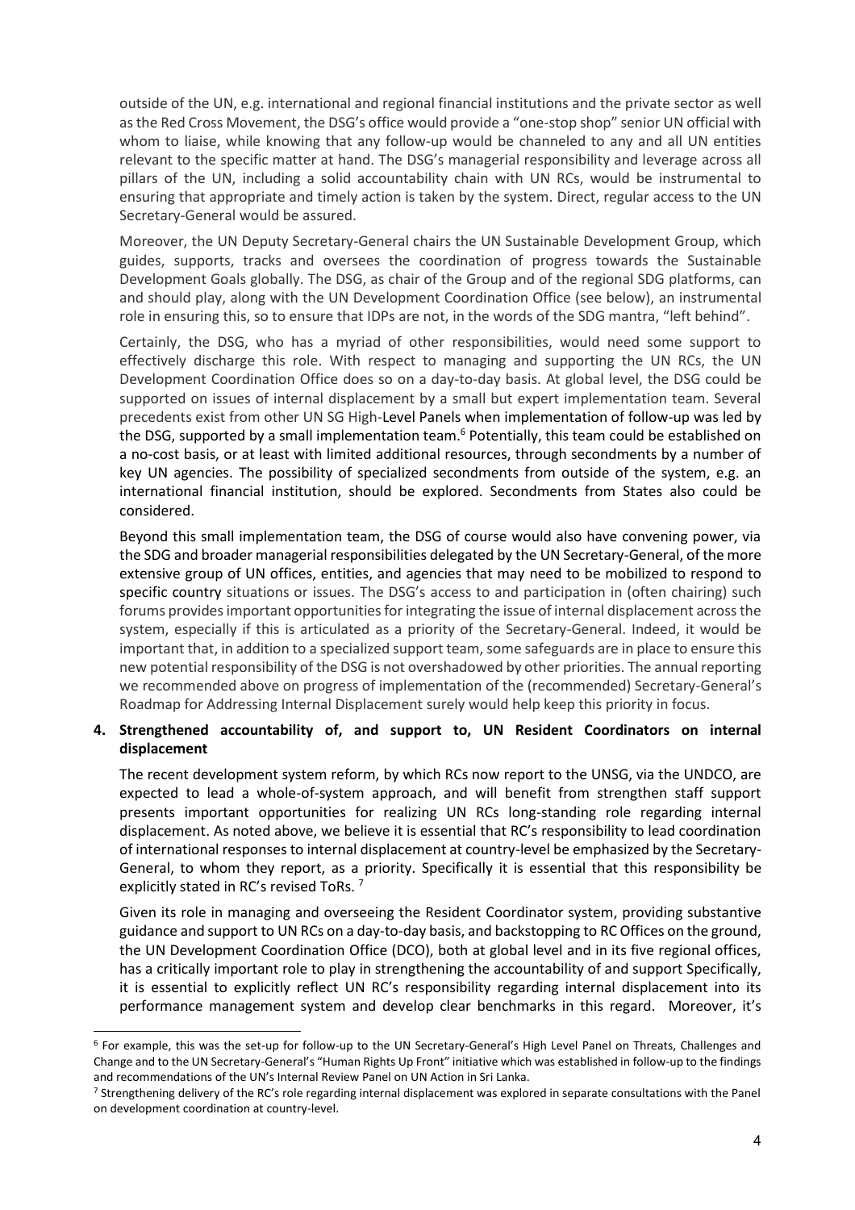outside of the UN, e.g. international and regional financial institutions and the private sector as well as the Red Cross Movement, the DSG's office would provide a "one-stop shop" senior UN official with whom to liaise, while knowing that any follow-up would be channeled to any and all UN entities relevant to the specific matter at hand. The DSG's managerial responsibility and leverage across all pillars of the UN, including a solid accountability chain with UN RCs, would be instrumental to ensuring that appropriate and timely action is taken by the system. Direct, regular access to the UN Secretary-General would be assured.

Moreover, the UN Deputy Secretary-General chairs the UN Sustainable Development Group, which guides, supports, tracks and oversees the coordination of progress towards the Sustainable Development Goals globally. The DSG, as chair of the Group and of the regional SDG platforms, can and should play, along with the UN Development Coordination Office (see below), an instrumental role in ensuring this, so to ensure that IDPs are not, in the words of the SDG mantra, "left behind".

Certainly, the DSG, who has a myriad of other responsibilities, would need some support to effectively discharge this role. With respect to managing and supporting the UN RCs, the UN Development Coordination Office does so on a day-to-day basis. At global level, the DSG could be supported on issues of internal displacement by a small but expert implementation team. Several precedents exist from other UN SG High-Level Panels when implementation of follow-up was led by the DSG, supported by a small implementation team.[6] Potentially, this team could be established on a no-cost basis, or at least with limited additional resources, through secondments by a number of key UN agencies. The possibility of specialized secondments from outside of the system, e.g. an international financial institution, should be explored. Secondments from States also could be considered.

Beyond this small implementation team, the DSG of course would also have convening power, via the SDG and broader managerial responsibilities delegated by the UN Secretary-General, of the more extensive group of UN offices, entities, and agencies that may need to be mobilized to respond to specific country situations or issues. The DSG's access to and participation in (often chairing) such forums provides important opportunities for integrating the issue of internal displacement across the system, especially if this is articulated as a priority of the Secretary-General. Indeed, it would be important that, in addition to a specialized support team, some safeguards are in place to ensure this new potential responsibility of the DSG is not overshadowed by other priorities. The annual reporting we recommended above on progress of implementation of the (recommended) Secretary-General's Roadmap for Addressing Internal Displacement surely would help keep this priority in focus.

**4. Strengthened accountability of, and support to, UN Resident Coordinators on internal displacement**

The recent development system reform, by which RCs now report to the UNSG, via the UNDCO, are expected to lead a whole-of-system approach, and will benefit from strengthen staff support presents important opportunities for realizing UN RCs long-standing role regarding internal displacement. As noted above, we believe it is essential that RC's responsibility to lead coordination of international responses to internal displacement at country-level be emphasized by the Secretary-General, to whom they report, as a priority. Specifically it is essential that this responsibility be explicitly stated in RC's revised ToRs. [7]

Given its role in managing and overseeing the Resident Coordinator system, providing substantive guidance and support to UN RCs on a day-to-day basis, and backstopping to RC Offices on the ground, the UN Development Coordination Office (DCO), both at global level and in its five regional offices, has a critically important role to play in strengthening the accountability of and support Specifically, it is essential to explicitly reflect UN RC's responsibility regarding internal displacement into its performance management system and develop clear benchmarks in this regard. Moreover, it's

---

[6] For example, this was the set-up for follow-up to the UN Secretary-General's High Level Panel on Threats, Challenges and Change and to the UN Secretary-General's "Human Rights Up Front" initiative which was established in follow-up to the findings and recommendations of the UN's Internal Review Panel on UN Action in Sri Lanka.

[7] Strengthening delivery of the RC's role regarding internal displacement was explored in separate consultations with the Panel on development coordination at country-level.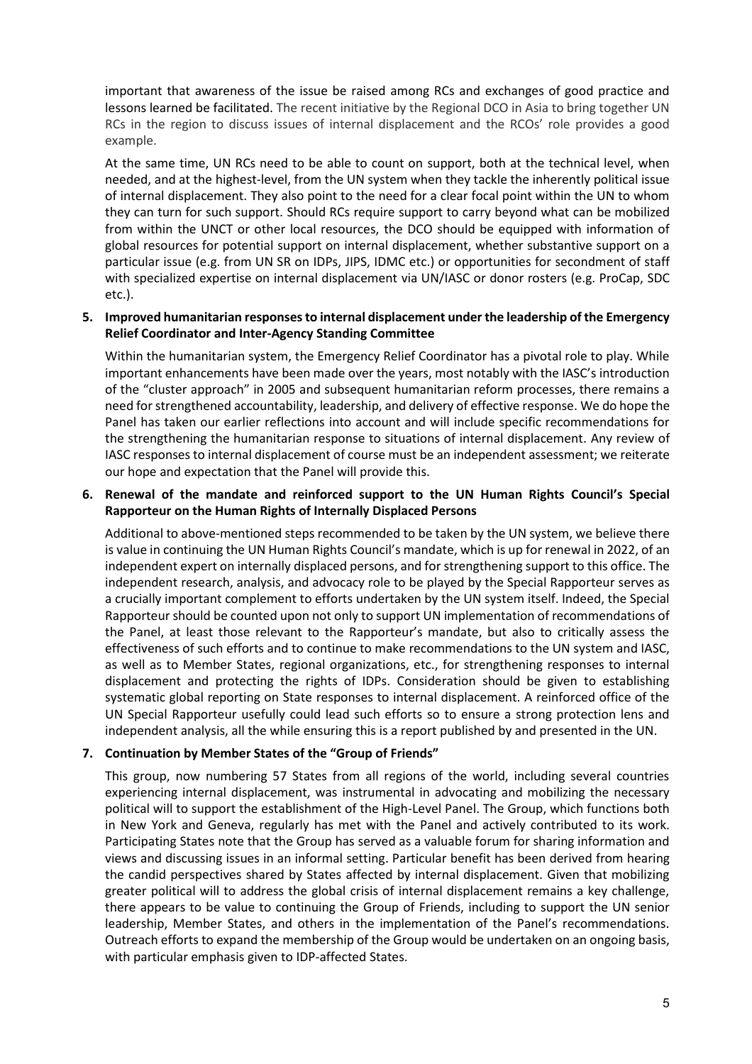important that awareness of the issue be raised among RCs and exchanges of good practice and lessons learned be facilitated. The recent initiative by the Regional DCO in Asia to bring together UN RCs in the region to discuss issues of internal displacement and the RCOs' role provides a good example.

At the same time, UN RCs need to be able to count on support, both at the technical level, when needed, and at the highest-level, from the UN system when they tackle the inherently political issue of internal displacement. They also point to the need for a clear focal point within the UN to whom they can turn for such support. Should RCs require support to carry beyond what can be mobilized from within the UNCT or other local resources, the DCO should be equipped with information of global resources for potential support on internal displacement, whether substantive support on a particular issue (e.g. from UN SR on IDPs, JIPS, IDMC etc.) or opportunities for secondment of staff with specialized expertise on internal displacement via UN/IASC or donor rosters (e.g. ProCap, SDC etc.).

**5. Improved humanitarian responses to internal displacement under the leadership of the Emergency Relief Coordinator and Inter-Agency Standing Committee**

Within the humanitarian system, the Emergency Relief Coordinator has a pivotal role to play. While important enhancements have been made over the years, most notably with the IASC's introduction of the "cluster approach" in 2005 and subsequent humanitarian reform processes, there remains a need for strengthened accountability, leadership, and delivery of effective response. We do hope the Panel has taken our earlier reflections into account and will include specific recommendations for the strengthening the humanitarian response to situations of internal displacement. Any review of IASC responses to internal displacement of course must be an independent assessment; we reiterate our hope and expectation that the Panel will provide this.

**6. Renewal of the mandate and reinforced support to the UN Human Rights Council's Special Rapporteur on the Human Rights of Internally Displaced Persons**

Additional to above-mentioned steps recommended to be taken by the UN system, we believe there is value in continuing the UN Human Rights Council's mandate, which is up for renewal in 2022, of an independent expert on internally displaced persons, and for strengthening support to this office. The independent research, analysis, and advocacy role to be played by the Special Rapporteur serves as a crucially important complement to efforts undertaken by the UN system itself. Indeed, the Special Rapporteur should be counted upon not only to support UN implementation of recommendations of the Panel, at least those relevant to the Rapporteur's mandate, but also to critically assess the effectiveness of such efforts and to continue to make recommendations to the UN system and IASC, as well as to Member States, regional organizations, etc., for strengthening responses to internal displacement and protecting the rights of IDPs. Consideration should be given to establishing systematic global reporting on State responses to internal displacement. A reinforced office of the UN Special Rapporteur usefully could lead such efforts so to ensure a strong protection lens and independent analysis, all the while ensuring this is a report published by and presented in the UN.

**7. Continuation by Member States of the "Group of Friends"**

This group, now numbering 57 States from all regions of the world, including several countries experiencing internal displacement, was instrumental in advocating and mobilizing the necessary political will to support the establishment of the High-Level Panel. The Group, which functions both in New York and Geneva, regularly has met with the Panel and actively contributed to its work. Participating States note that the Group has served as a valuable forum for sharing information and views and discussing issues in an informal setting. Particular benefit has been derived from hearing the candid perspectives shared by States affected by internal displacement. Given that mobilizing greater political will to address the global crisis of internal displacement remains a key challenge, there appears to be value to continuing the Group of Friends, including to support the UN senior leadership, Member States, and others in the implementation of the Panel's recommendations. Outreach efforts to expand the membership of the Group would be undertaken on an ongoing basis, with particular emphasis given to IDP-affected States.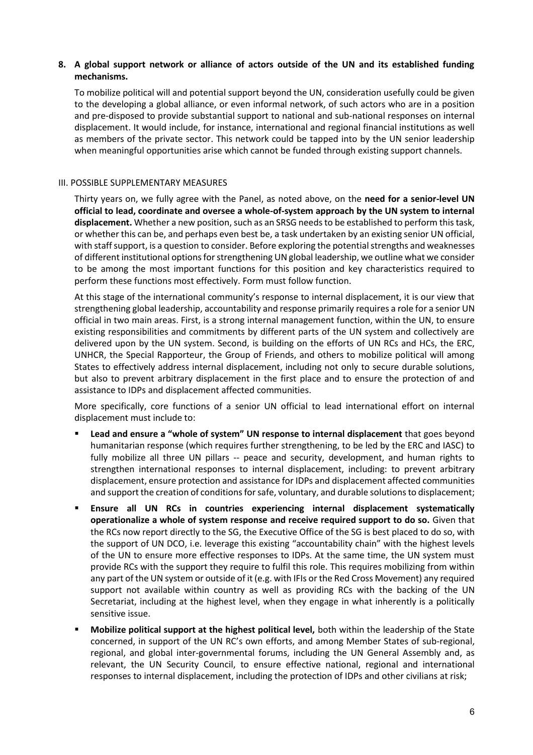**8. A global support network or alliance of actors outside of the UN and its established funding mechanisms.**

To mobilize political will and potential support beyond the UN, consideration usefully could be given to the developing a global alliance, or even informal network, of such actors who are in a position and pre-disposed to provide substantial support to national and sub-national responses on internal displacement. It would include, for instance, international and regional financial institutions as well as members of the private sector. This network could be tapped into by the UN senior leadership when meaningful opportunities arise which cannot be funded through existing support channels.

## III. POSSIBLE SUPPLEMENTARY MEASURES

Thirty years on, we fully agree with the Panel, as noted above, on the **need for a senior-level UN official to lead, coordinate and oversee a whole-of-system approach by the UN system to internal displacement.** Whether a new position, such as an SRSG needs to be established to perform this task, or whether this can be, and perhaps even best be, a task undertaken by an existing senior UN official, with staff support, is a question to consider. Before exploring the potential strengths and weaknesses of different institutional options for strengthening UN global leadership, we outline what we consider to be among the most important functions for this position and key characteristics required to perform these functions most effectively. Form must follow function.

At this stage of the international community's response to internal displacement, it is our view that strengthening global leadership, accountability and response primarily requires a role for a senior UN official in two main areas. First, is a strong internal management function, within the UN, to ensure existing responsibilities and commitments by different parts of the UN system and collectively are delivered upon by the UN system. Second, is building on the efforts of UN RCs and HCs, the ERC, UNHCR, the Special Rapporteur, the Group of Friends, and others to mobilize political will among States to effectively address internal displacement, including not only to secure durable solutions, but also to prevent arbitrary displacement in the first place and to ensure the protection of and assistance to IDPs and displacement affected communities.

More specifically, core functions of a senior UN official to lead international effort on internal displacement must include to:

- **Lead and ensure a "whole of system" UN response to internal displacement** that goes beyond humanitarian response (which requires further strengthening, to be led by the ERC and IASC) to fully mobilize all three UN pillars -- peace and security, development, and human rights to strengthen international responses to internal displacement, including: to prevent arbitrary displacement, ensure protection and assistance for IDPs and displacement affected communities and support the creation of conditions for safe, voluntary, and durable solutions to displacement;
- **Ensure all UN RCs in countries experiencing internal displacement systematically operationalize a whole of system response and receive required support to do so.** Given that the RCs now report directly to the SG, the Executive Office of the SG is best placed to do so, with the support of UN DCO, i.e. leverage this existing "accountability chain" with the highest levels of the UN to ensure more effective responses to IDPs. At the same time, the UN system must provide RCs with the support they require to fulfil this role. This requires mobilizing from within any part of the UN system or outside of it (e.g. with IFIs or the Red Cross Movement) any required support not available within country as well as providing RCs with the backing of the UN Secretariat, including at the highest level, when they engage in what inherently is a politically sensitive issue.
- **Mobilize political support at the highest political level,** both within the leadership of the State concerned, in support of the UN RC's own efforts, and among Member States of sub-regional, regional, and global inter-governmental forums, including the UN General Assembly and, as relevant, the UN Security Council, to ensure effective national, regional and international responses to internal displacement, including the protection of IDPs and other civilians at risk;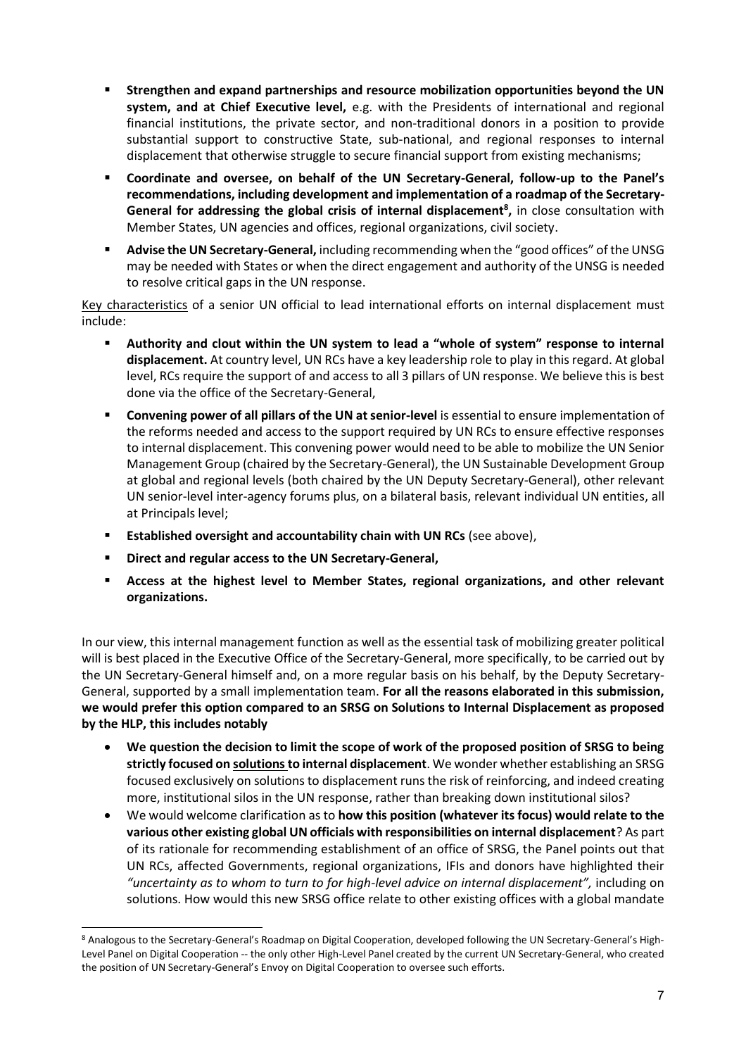- **Strengthen and expand partnerships and resource mobilization opportunities beyond the UN system, and at Chief Executive level,** e.g. with the Presidents of international and regional financial institutions, the private sector, and non-traditional donors in a position to provide substantial support to constructive State, sub-national, and regional responses to internal displacement that otherwise struggle to secure financial support from existing mechanisms;
- **Coordinate and oversee, on behalf of the UN Secretary-General, follow-up to the Panel's recommendations, including development and implementation of a roadmap of the Secretary-General for addressing the global crisis of internal displacement[8],** in close consultation with Member States, UN agencies and offices, regional organizations, civil society.
- **Advise the UN Secretary-General,** including recommending when the "good offices" of the UNSG may be needed with States or when the direct engagement and authority of the UNSG is needed to resolve critical gaps in the UN response.

Key characteristics of a senior UN official to lead international efforts on internal displacement must include:

- **Authority and clout within the UN system to lead a "whole of system" response to internal displacement.** At country level, UN RCs have a key leadership role to play in this regard. At global level, RCs require the support of and access to all 3 pillars of UN response. We believe this is best done via the office of the Secretary-General,
- **Convening power of all pillars of the UN at senior-level** is essential to ensure implementation of the reforms needed and access to the support required by UN RCs to ensure effective responses to internal displacement. This convening power would need to be able to mobilize the UN Senior Management Group (chaired by the Secretary-General), the UN Sustainable Development Group at global and regional levels (both chaired by the UN Deputy Secretary-General), other relevant UN senior-level inter-agency forums plus, on a bilateral basis, relevant individual UN entities, all at Principals level;
- **Established oversight and accountability chain with UN RCs** (see above),
- **Direct and regular access to the UN Secretary-General,**
- **Access at the highest level to Member States, regional organizations, and other relevant organizations.**

In our view, this internal management function as well as the essential task of mobilizing greater political will is best placed in the Executive Office of the Secretary-General, more specifically, to be carried out by the UN Secretary-General himself and, on a more regular basis on his behalf, by the Deputy Secretary-General, supported by a small implementation team. **For all the reasons elaborated in this submission, we would prefer this option compared to an SRSG on Solutions to Internal Displacement as proposed by the HLP, this includes notably**

- **We question the decision to limit the scope of work of the proposed position of SRSG to being strictly focused on solutions to internal displacement**. We wonder whether establishing an SRSG focused exclusively on solutions to displacement runs the risk of reinforcing, and indeed creating more, institutional silos in the UN response, rather than breaking down institutional silos?
- We would welcome clarification as to **how this position (whatever its focus) would relate to the various other existing global UN officials with responsibilities on internal displacement**? As part of its rationale for recommending establishment of an office of SRSG, the Panel points out that UN RCs, affected Governments, regional organizations, IFIs and donors have highlighted their *"uncertainty as to whom to turn to for high-level advice on internal displacement",* including on solutions. How would this new SRSG office relate to other existing offices with a global mandate

---

[8] Analogous to the Secretary-General's Roadmap on Digital Cooperation, developed following the UN Secretary-General's High-Level Panel on Digital Cooperation -- the only other High-Level Panel created by the current UN Secretary-General, who created the position of UN Secretary-General's Envoy on Digital Cooperation to oversee such efforts.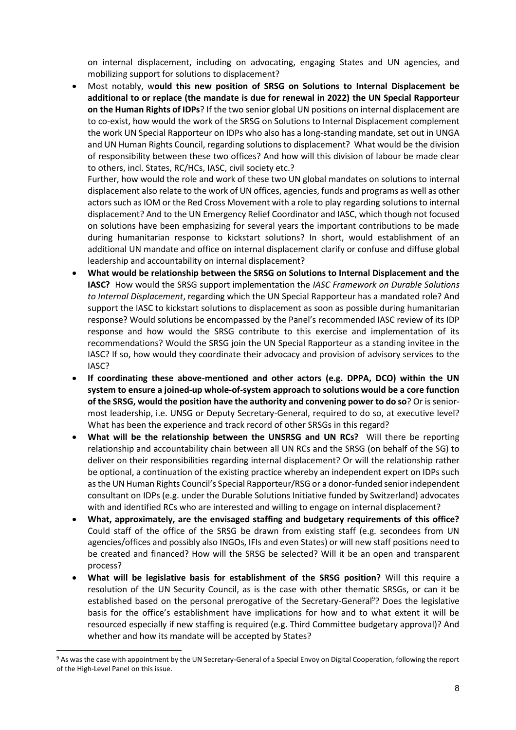on internal displacement, including on advocating, engaging States and UN agencies, and mobilizing support for solutions to displacement?

- Most notably, w**ould this new position of SRSG on Solutions to Internal Displacement be additional to or replace (the mandate is due for renewal in 2022) the UN Special Rapporteur on the Human Rights of IDPs**? If the two senior global UN positions on internal displacement are to co-exist, how would the work of the SRSG on Solutions to Internal Displacement complement the work UN Special Rapporteur on IDPs who also has a long-standing mandate, set out in UNGA and UN Human Rights Council, regarding solutions to displacement? What would be the division of responsibility between these two offices? And how will this division of labour be made clear to others, incl. States, RC/HCs, IASC, civil society etc.?

  Further, how would the role and work of these two UN global mandates on solutions to internal displacement also relate to the work of UN offices, agencies, funds and programs as well as other actors such as IOM or the Red Cross Movement with a role to play regarding solutions to internal displacement? And to the UN Emergency Relief Coordinator and IASC, which though not focused on solutions have been emphasizing for several years the important contributions to be made during humanitarian response to kickstart solutions? In short, would establishment of an additional UN mandate and office on internal displacement clarify or confuse and diffuse global leadership and accountability on internal displacement?

- **What would be relationship between the SRSG on Solutions to Internal Displacement and the IASC?** How would the SRSG support implementation the *IASC Framework on Durable Solutions to Internal Displacement*, regarding which the UN Special Rapporteur has a mandated role? And support the IASC to kickstart solutions to displacement as soon as possible during humanitarian response? Would solutions be encompassed by the Panel's recommended IASC review of its IDP response and how would the SRSG contribute to this exercise and implementation of its recommendations? Would the SRSG join the UN Special Rapporteur as a standing invitee in the IASC? If so, how would they coordinate their advocacy and provision of advisory services to the IASC?

- **If coordinating these above-mentioned and other actors (e.g. DPPA, DCO) within the UN system to ensure a joined-up whole-of-system approach to solutions would be a core function of the SRSG, would the position have the authority and convening power to do so**? Or is senior-most leadership, i.e. UNSG or Deputy Secretary-General, required to do so, at executive level? What has been the experience and track record of other SRSGs in this regard?

- **What will be the relationship between the UNSRSG and UN RCs?** Will there be reporting relationship and accountability chain between all UN RCs and the SRSG (on behalf of the SG) to deliver on their responsibilities regarding internal displacement? Or will the relationship rather be optional, a continuation of the existing practice whereby an independent expert on IDPs such as the UN Human Rights Council's Special Rapporteur/RSG or a donor-funded senior independent consultant on IDPs (e.g. under the Durable Solutions Initiative funded by Switzerland) advocates with and identified RCs who are interested and willing to engage on internal displacement?

- **What, approximately, are the envisaged staffing and budgetary requirements of this office?** Could staff of the office of the SRSG be drawn from existing staff (e.g. secondees from UN agencies/offices and possibly also INGOs, IFIs and even States) or will new staff positions need to be created and financed? How will the SRSG be selected? Will it be an open and transparent process?

- **What will be legislative basis for establishment of the SRSG position?** Will this require a resolution of the UN Security Council, as is the case with other thematic SRSGs, or can it be established based on the personal prerogative of the Secretary-General[9]? Does the legislative basis for the office's establishment have implications for how and to what extent it will be resourced especially if new staffing is required (e.g. Third Committee budgetary approval)? And whether and how its mandate will be accepted by States?

[9] As was the case with appointment by the UN Secretary-General of a Special Envoy on Digital Cooperation, following the report of the High-Level Panel on this issue.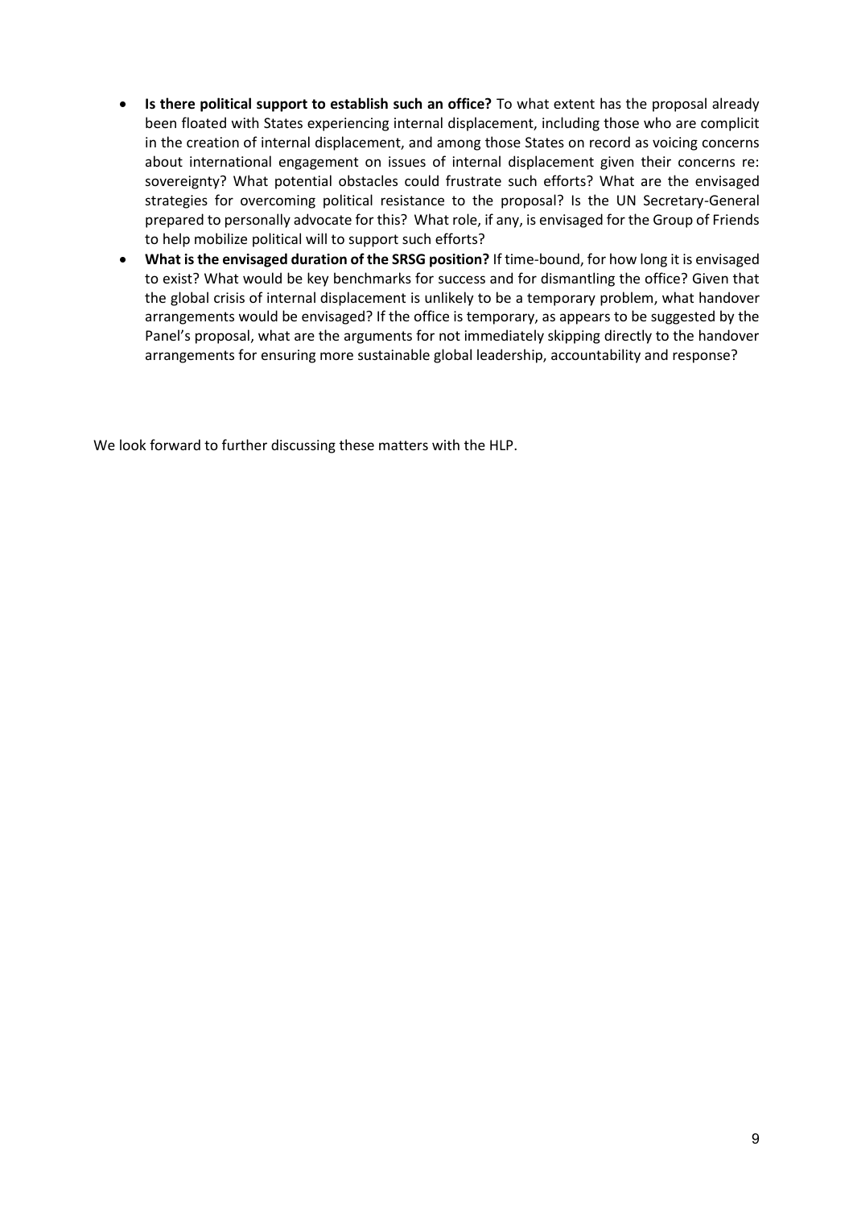- **Is there political support to establish such an office?** To what extent has the proposal already been floated with States experiencing internal displacement, including those who are complicit in the creation of internal displacement, and among those States on record as voicing concerns about international engagement on issues of internal displacement given their concerns re: sovereignty? What potential obstacles could frustrate such efforts? What are the envisaged strategies for overcoming political resistance to the proposal? Is the UN Secretary-General prepared to personally advocate for this? What role, if any, is envisaged for the Group of Friends to help mobilize political will to support such efforts?
- **What is the envisaged duration of the SRSG position?** If time-bound, for how long it is envisaged to exist? What would be key benchmarks for success and for dismantling the office? Given that the global crisis of internal displacement is unlikely to be a temporary problem, what handover arrangements would be envisaged? If the office is temporary, as appears to be suggested by the Panel's proposal, what are the arguments for not immediately skipping directly to the handover arrangements for ensuring more sustainable global leadership, accountability and response?

We look forward to further discussing these matters with the HLP.